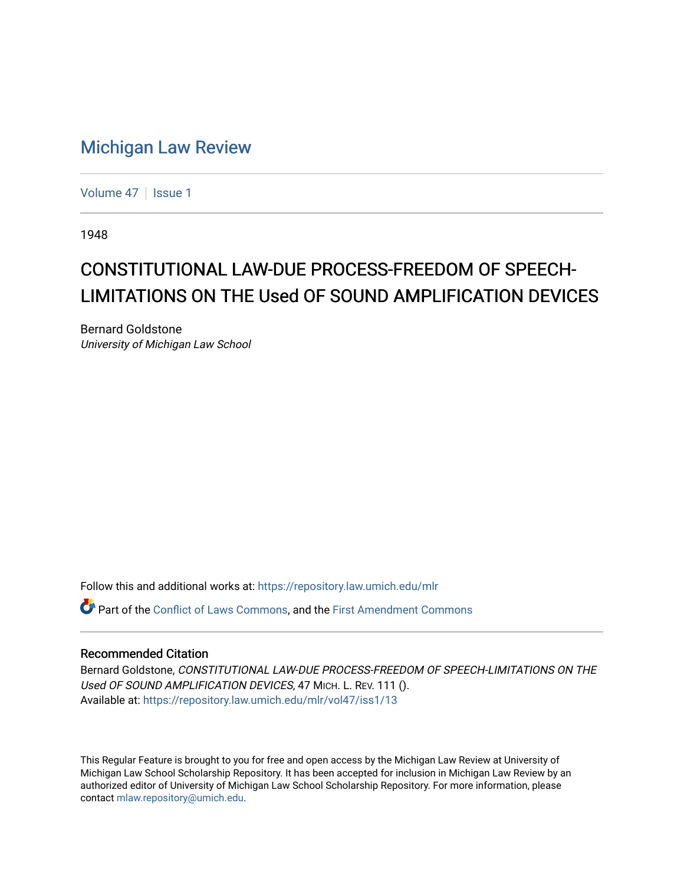# Michigan Law Review

Volume 47 | Issue 1

1948

## CONSTITUTIONAL LAW-DUE PROCESS-FREEDOM OF SPEECH-LIMITATIONS ON THE Used OF SOUND AMPLIFICATION DEVICES

Bernard Goldstone
*University of Michigan Law School*

Follow this and additional works at: https://repository.law.umich.edu/mlr

Part of the Conflict of Laws Commons, and the First Amendment Commons

### Recommended Citation

Bernard Goldstone, *CONSTITUTIONAL LAW-DUE PROCESS-FREEDOM OF SPEECH-LIMITATIONS ON THE Used OF SOUND AMPLIFICATION DEVICES*, 47 MICH. L. REV. 111 ().
Available at: https://repository.law.umich.edu/mlr/vol47/iss1/13

This Regular Feature is brought to you for free and open access by the Michigan Law Review at University of Michigan Law School Scholarship Repository. It has been accepted for inclusion in Michigan Law Review by an authorized editor of University of Michigan Law School Scholarship Repository. For more information, please contact mlaw.repository@umich.edu.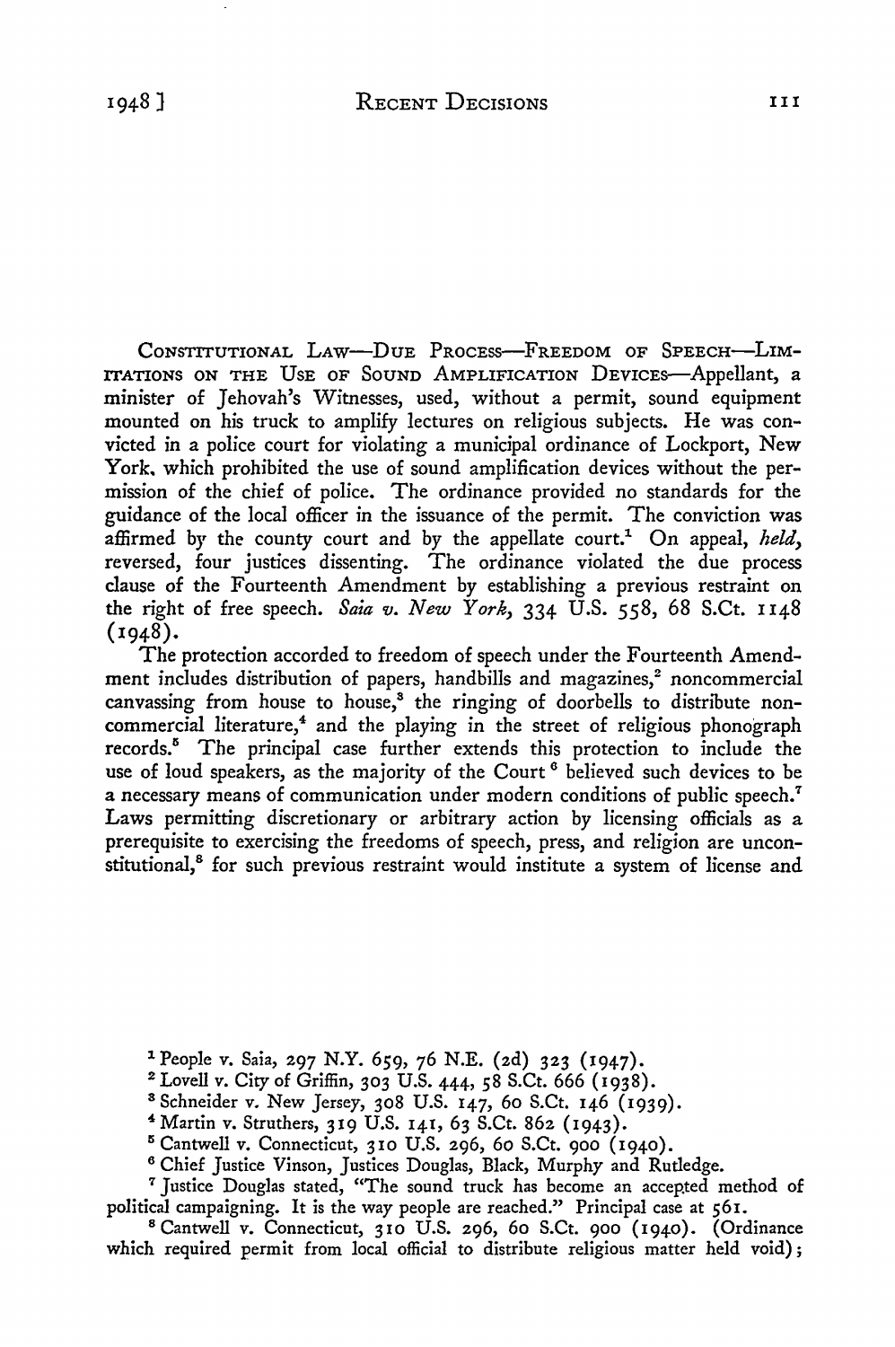Constitutional Law—Due Process—Freedom of Speech—Limitations on the Use of Sound Amplification Devices—Appellant, a minister of Jehovah's Witnesses, used, without a permit, sound equipment mounted on his truck to amplify lectures on religious subjects. He was convicted in a police court for violating a municipal ordinance of Lockport, New York, which prohibited the use of sound amplification devices without the permission of the chief of police. The ordinance provided no standards for the guidance of the local officer in the issuance of the permit. The conviction was affirmed by the county court and by the appellate court.[1] On appeal, *held*, reversed, four justices dissenting. The ordinance violated the due process clause of the Fourteenth Amendment by establishing a previous restraint on the right of free speech. *Saia v. New York*, 334 U.S. 558, 68 S.Ct. 1148 (1948).

The protection accorded to freedom of speech under the Fourteenth Amendment includes distribution of papers, handbills and magazines,[2] noncommercial canvassing from house to house,[3] the ringing of doorbells to distribute noncommercial literature,[4] and the playing in the street of religious phonograph records.[5] The principal case further extends this protection to include the use of loud speakers, as the majority of the Court[6] believed such devices to be a necessary means of communication under modern conditions of public speech.[7] Laws permitting discretionary or arbitrary action by licensing officials as a prerequisite to exercising the freedoms of speech, press, and religion are unconstitutional,[8] for such previous restraint would institute a system of license and

[1] People v. Saia, 297 N.Y. 659, 76 N.E. (2d) 323 (1947).

[2] Lovell v. City of Griffin, 303 U.S. 444, 58 S.Ct. 666 (1938).

[3] Schneider v. New Jersey, 308 U.S. 147, 60 S.Ct. 146 (1939).

[4] Martin v. Struthers, 319 U.S. 141, 63 S.Ct. 862 (1943).

[5] Cantwell v. Connecticut, 310 U.S. 296, 60 S.Ct. 900 (1940).

[6] Chief Justice Vinson, Justices Douglas, Black, Murphy and Rutledge.

[7] Justice Douglas stated, "The sound truck has become an accepted method of political campaigning. It is the way people are reached." Principal case at 561.

[8] Cantwell v. Connecticut, 310 U.S. 296, 60 S.Ct. 900 (1940). (Ordinance which required permit from local official to distribute religious matter held void);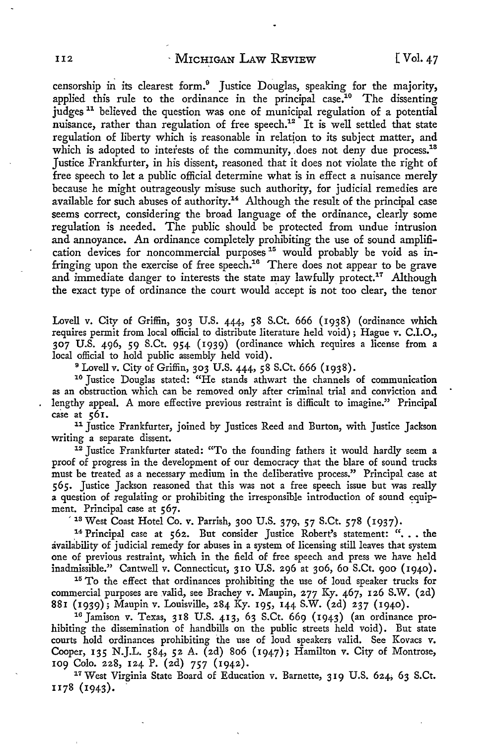censorship in its clearest form.[9] Justice Douglas, speaking for the majority, applied this rule to the ordinance in the principal case.[10] The dissenting judges [11] believed the question was one of municipal regulation of a potential nuisance, rather than regulation of free speech.[12] It is well settled that state regulation of liberty which is reasonable in relation to its subject matter, and which is adopted to interests of the community, does not deny due process.[13] Justice Frankfurter, in his dissent, reasoned that it does not violate the right of free speech to let a public official determine what is in effect a nuisance merely because he might outrageously misuse such authority, for judicial remedies are available for such abuses of authority.[14] Although the result of the principal case seems correct, considering the broad language of the ordinance, clearly some regulation is needed. The public should be protected from undue intrusion and annoyance. An ordinance completely prohibiting the use of sound amplification devices for noncommercial purposes [15] would probably be void as infringing upon the exercise of free speech.[16] There does not appear to be grave and immediate danger to interests the state may lawfully protect.[17] Although the exact type of ordinance the court would accept is not too clear, the tenor

---

Lovell v. City of Griffin, 303 U.S. 444, 58 S.Ct. 666 (1938) (ordinance which requires permit from local official to distribute literature held void); Hague v. C.I.O., 307 U.S. 496, 59 S.Ct. 954 (1939) (ordinance which requires a license from a local official to hold public assembly held void).

[9] Lovell v. City of Griffin, 303 U.S. 444, 58 S.Ct. 666 (1938).

[10] Justice Douglas stated: "He stands athwart the channels of communication as an obstruction which can be removed only after criminal trial and conviction and lengthy appeal. A more effective previous restraint is difficult to imagine." Principal case at 561.

[11] Justice Frankfurter, joined by Justices Reed and Burton, with Justice Jackson writing a separate dissent.

[12] Justice Frankfurter stated: "To the founding fathers it would hardly seem a proof of progress in the development of our democracy that the blare of sound trucks must be treated as a necessary medium in the deliberative process." Principal case at 565. Justice Jackson reasoned that this was not a free speech issue but was really a question of regulating or prohibiting the irresponsible introduction of sound equipment. Principal case at 567.

[13] West Coast Hotel Co. v. Parrish, 300 U.S. 379, 57 S.Ct. 578 (1937).

[14] Principal case at 562. But consider Justice Robert's statement: ". . . the availability of judicial remedy for abuses in a system of licensing still leaves that system one of previous restraint, which in the field of free speech and press we have held inadmissible." Cantwell v. Connecticut, 310 U.S. 296 at 306, 60 S.Ct. 900 (1940).

[15] To the effect that ordinances prohibiting the use of loud speaker trucks for commercial purposes are valid, see Brachey v. Maupin, 277 Ky. 467, 126 S.W. (2d) 881 (1939); Maupin v. Louisville, 284 Ky. 195, 144 S.W. (2d) 237 (1940).

[16] Jamison v. Texas, 318 U.S. 413, 63 S.Ct. 669 (1943) (an ordinance prohibiting the dissemination of handbills on the public streets held void). But state courts hold ordinances prohibiting the use of loud speakers valid. See Kovacs v. Cooper, 135 N.J.L. 584, 52 A. (2d) 806 (1947); Hamilton v. City of Montrose, 109 Colo. 228, 124 P. (2d) 757 (1942).

[17] West Virginia State Board of Education v. Barnette, 319 U.S. 624, 63 S.Ct. 1178 (1943).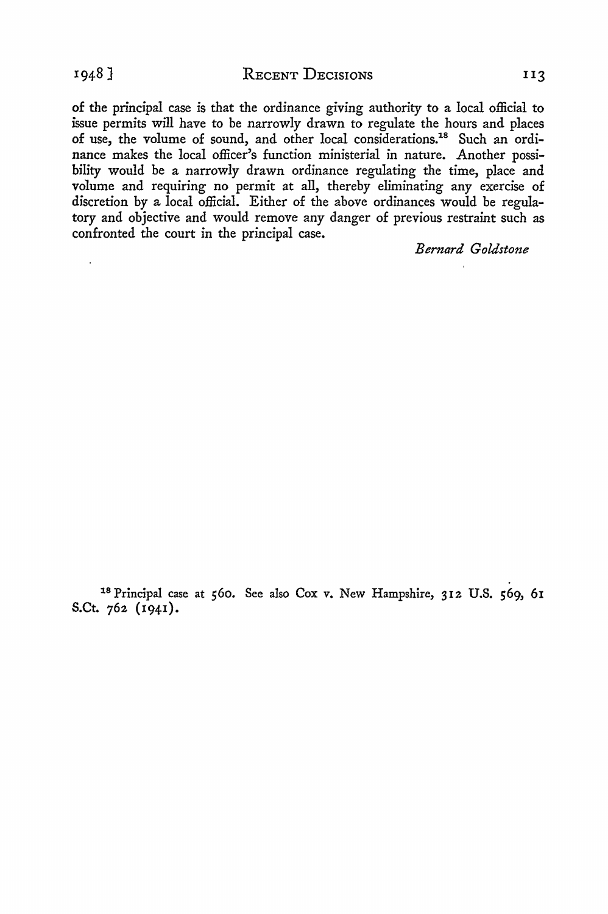of the principal case is that the ordinance giving authority to a local official to issue permits will have to be narrowly drawn to regulate the hours and places of use, the volume of sound, and other local considerations.[18] Such an ordinance makes the local officer's function ministerial in nature. Another possibility would be a narrowly drawn ordinance regulating the time, place and volume and requiring no permit at all, thereby eliminating any exercise of discretion by a local official. Either of the above ordinances would be regulatory and objective and would remove any danger of previous restraint such as confronted the court in the principal case.

*Bernard Goldstone*

[18] Principal case at 560. See also Cox v. New Hampshire, 312 U.S. 569, 61 S.Ct. 762 (1941).